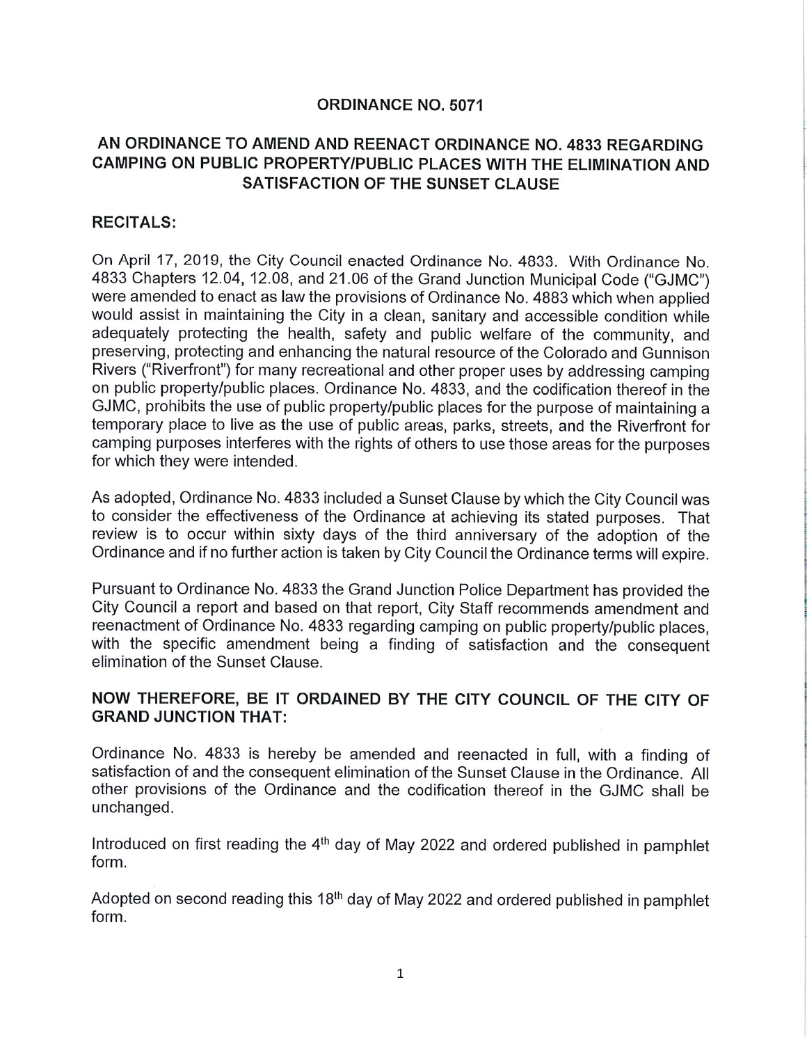# ORDINANCE NO. 5071

## AN ORDINANCE TO AMEND AND REENACT ORDINANCE NO. 4833 REGARDING CAMPING ON PUBLIC PROPERTY/PUBLIC PLACES WITH THE ELIMINATION AND SATISFACTION OF THE SUNSET CLAUSE

### RECITALS:

On April 17, 2019, the City Council enacted Ordinance No. 4833. With Ordinance No. 4833 Chapters 12.04, 12.08, and 21.06 of the Grand Junction Municipal Code ("GJMC") were amended to enact as law the provisions of Ordinance No. 4883 which when applied would assist in maintaining the City in a clean, sanitary and accessible condition while adequately protecting the health, safety and public welfare of the community, and preserving, protecting and enhancing the natural resource of the Colorado and Gunnison Rivers ("Riverfront") for many recreational and other proper uses by addressing camping on public property/public places. Ordinance No. 4833, and the codification thereof in the GJMC, prohibits the use of public property/public places for the purpose of maintaining a temporary place to live as the use of public areas, parks, streets, and the Riverfront for camping purposes interferes with the rights of others to use those areas for the purposes for which they were intended.

As adopted, Ordinance No. 4833 included a Sunset Clause by which the City Council was to consider the effectiveness of the Ordinance at achieving its stated purposes. That review is to occur within sixty days of the third anniversary of the adoption of the Ordinance and if no further action is taken by City Council the Ordinance terms will expire.

Pursuant to Ordinance No. 4833 the Grand Junction Police Department has provided the City Council a report and based on that report, City Staff recommends amendment and reenactment of Ordinance No. 4833 regarding camping on public property/public places, with the specific amendment being a finding of satisfaction and the consequent elimination of the Sunset Clause.

### NOW THEREFORE, BE IT ORDAINED BY THE CITY COUNCIL OF THE CITY OF GRAND JUNCTION THAT:

Ordinance No. 4833 is hereby be amended and reenacted in full, with a finding of satisfaction of and the consequent elimination of the Sunset Clause in the Ordinance. All other provisions of the Ordinance and the codification thereof in the GJMC shall be unchanged.

Introduced on first reading the 4th day of May 2022 and ordered published in pamphlet form.

Adopted on second reading this 18th day of May 2022 and ordered published in pamphlet form.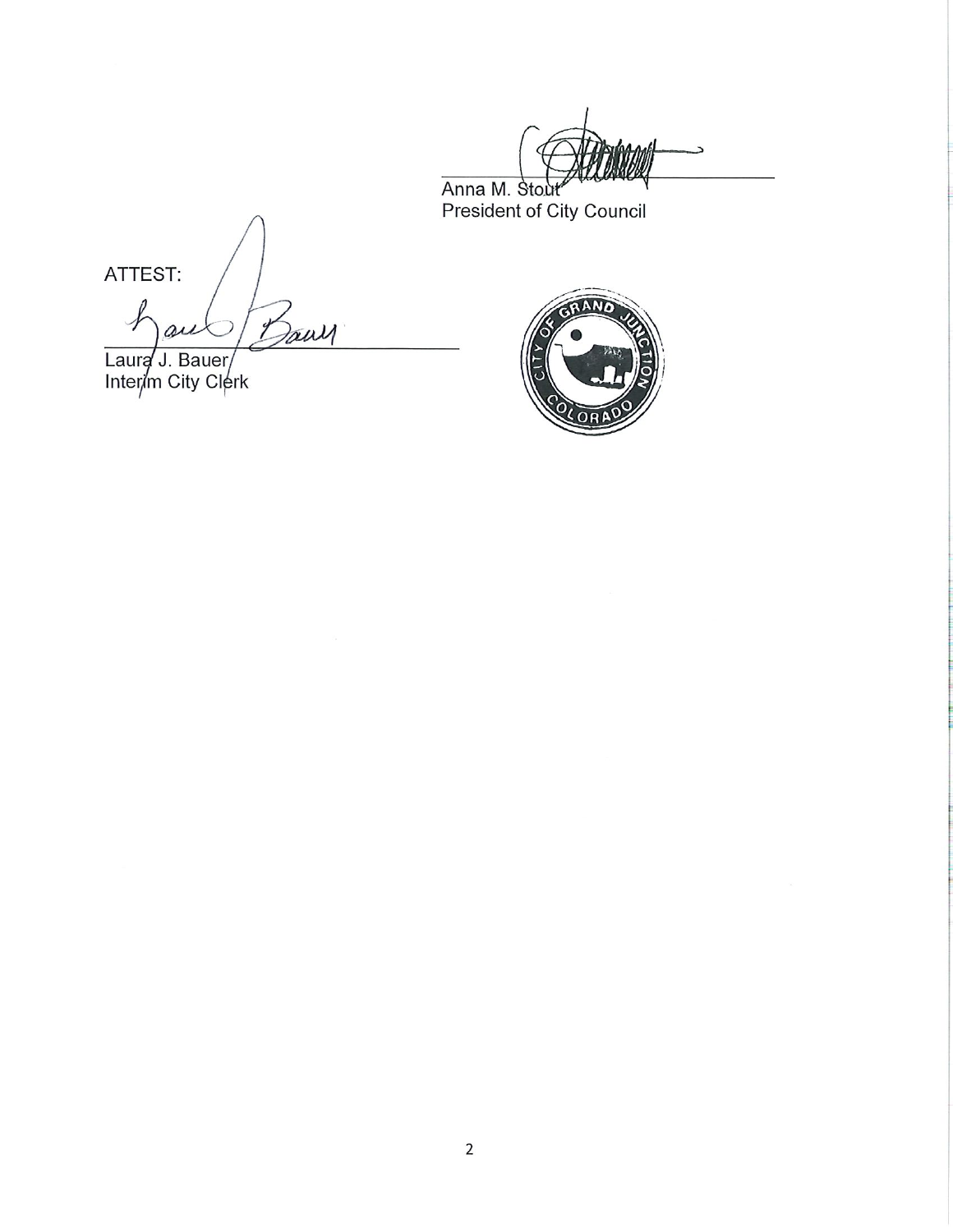Anna M. Stout
President of City Council

ATTEST:

Laura J. Bauer
Interim City Clerk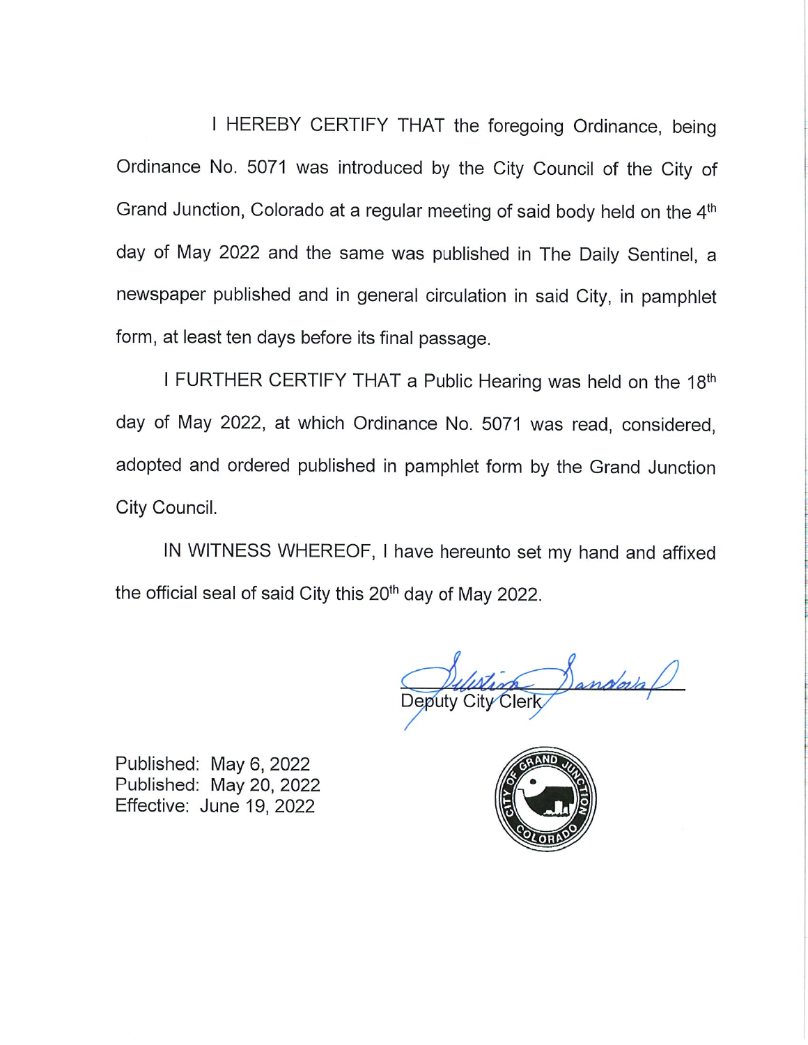I HEREBY CERTIFY THAT the foregoing Ordinance, being Ordinance No. 5071 was introduced by the City Council of the City of Grand Junction, Colorado at a regular meeting of said body held on the 4th day of May 2022 and the same was published in The Daily Sentinel, a newspaper published and in general circulation in said City, in pamphlet form, at least ten days before its final passage.

I FURTHER CERTIFY THAT a Public Hearing was held on the 18th day of May 2022, at which Ordinance No. 5071 was read, considered, adopted and ordered published in pamphlet form by the Grand Junction City Council.

IN WITNESS WHEREOF, I have hereunto set my hand and affixed the official seal of said City this 20th day of May 2022.

Deputy City Clerk

Published: May 6, 2022
Published: May 20, 2022
Effective: June 19, 2022

CITY OF GRAND JUNCTION COLORADO